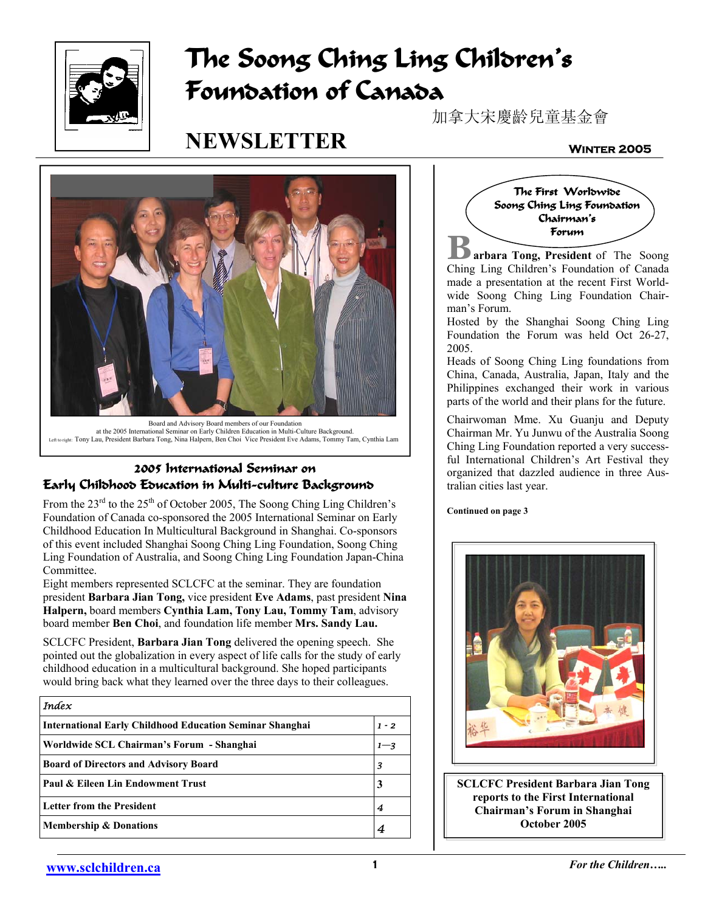# The Soong Ching Ling Children's Foundation of Canada

加拿大宋慶齡兒童基金會

# NEWSLETTER

**WINTER 2005**

Board and Advisory Board members of our Foundation at the 2005 International Seminar on Early Children Education in Multi-Culture Background.
Left to right: Tony Lau, President Barbara Tong, Nina Halpern, Ben Choi Vice President Eve Adams, Tommy Tam, Cynthia Lam

## 2005 International Seminar on Early Childhood Education in Multi-culture Background

From the 23rd to the 25th of October 2005, The Soong Ching Ling Children's Foundation of Canada co-sponsored the 2005 International Seminar on Early Childhood Education In Multicultural Background in Shanghai. Co-sponsors of this event included Shanghai Soong Ching Ling Foundation, Soong Ching Ling Foundation of Australia, and Soong Ching Ling Foundation Japan-China Committee.

Eight members represented SCLCFC at the seminar. They are foundation president **Barbara Jian Tong,** vice president **Eve Adams**, past president **Nina Halpern,** board members **Cynthia Lam, Tony Lau, Tommy Tam**, advisory board member **Ben Choi**, and foundation life member **Mrs. Sandy Lau.**

SCLCFC President, **Barbara Jian Tong** delivered the opening speech. She pointed out the globalization in every aspect of life calls for the study of early childhood education in a multicultural background. She hoped participants would bring back what they learned over the three days to their colleagues.

| *Index* | |
|---|---|
| **International Early Childhood Education Seminar Shanghai** | 1 - 2 |
| **Worldwide SCL Chairman's Forum - Shanghai** | 1—3 |
| **Board of Directors and Advisory Board** | 3 |
| **Paul & Eileen Lin Endowment Trust** | 3 |
| **Letter from the President** | 4 |
| **Membership & Donations** | 4 |

## The First Worldwide Soong Ching Ling Foundation Chairman's Forum

**Barbara Tong, President** of The Soong Ching Ling Children's Foundation of Canada made a presentation at the recent First Worldwide Soong Ching Ling Foundation Chairman's Forum.

Hosted by the Shanghai Soong Ching Ling Foundation the Forum was held Oct 26-27, 2005.

Heads of Soong Ching Ling foundations from China, Canada, Australia, Japan, Italy and the Philippines exchanged their work in various parts of the world and their plans for the future.

Chairwoman Mme. Xu Guanju and Deputy Chairman Mr. Yu Junwu of the Australia Soong Ching Ling Foundation reported a very successful International Children's Art Festival they organized that dazzled audience in three Australian cities last year.

**Continued on page 3**

**SCLCFC President Barbara Jian Tong reports to the First International Chairman's Forum in Shanghai October 2005**

www.sclchildren.ca

*For the Children…..*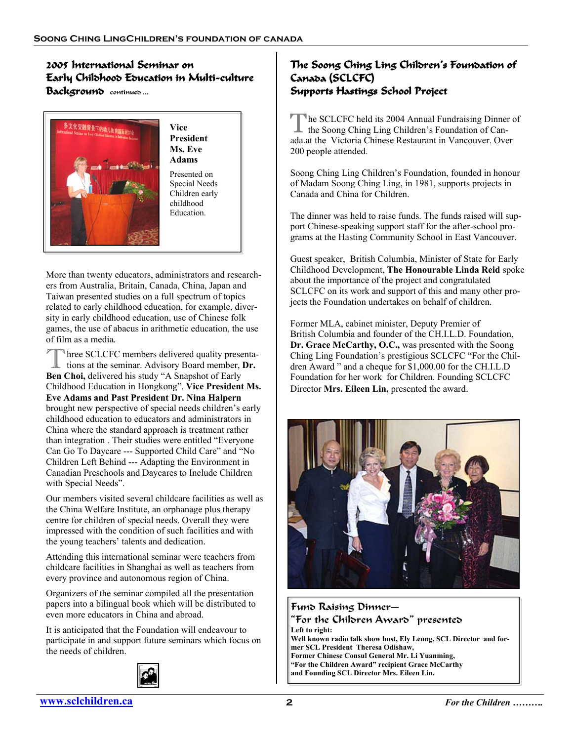## 2005 International Seminar on Early Childhood Education in Multi-culture Background continued ...

**Vice President Ms. Eve Adams**

Presented on Special Needs Children early childhood Education.

More than twenty educators, administrators and researchers from Australia, Britain, Canada, China, Japan and Taiwan presented studies on a full spectrum of topics related to early childhood education, for example, diversity in early childhood education, use of Chinese folk games, the use of abacus in arithmetic education, the use of film as a media.

Three SCLCFC members delivered quality presentations at the seminar. Advisory Board member, **Dr. Ben Choi,** delivered his study "A Snapshot of Early Childhood Education in Hongkong". **Vice President Ms. Eve Adams and Past President Dr. Nina Halpern** brought new perspective of special needs children's early childhood education to educators and administrators in China where the standard approach is treatment rather than integration . Their studies were entitled "Everyone Can Go To Daycare --- Supported Child Care" and "No Children Left Behind --- Adapting the Environment in Canadian Preschools and Daycares to Include Children with Special Needs".

Our members visited several childcare facilities as well as the China Welfare Institute, an orphanage plus therapy centre for children of special needs. Overall they were impressed with the condition of such facilities and with the young teachers' talents and dedication.

Attending this international seminar were teachers from childcare facilities in Shanghai as well as teachers from every province and autonomous region of China.

Organizers of the seminar compiled all the presentation papers into a bilingual book which will be distributed to even more educators in China and abroad.

It is anticipated that the Foundation will endeavour to participate in and support future seminars which focus on the needs of children.

## The Soong Ching Ling Children's Foundation of Canada (SCLCFC) Supports Hastings School Project

The SCLCFC held its 2004 Annual Fundraising Dinner of the Soong Ching Ling Children's Foundation of Canada.at the Victoria Chinese Restaurant in Vancouver. Over 200 people attended.

Soong Ching Ling Children's Foundation, founded in honour of Madam Soong Ching Ling, in 1981, supports projects in Canada and China for Children.

The dinner was held to raise funds. The funds raised will support Chinese-speaking support staff for the after-school programs at the Hasting Community School in East Vancouver.

Guest speaker, British Columbia, Minister of State for Early Childhood Development, **The Honourable Linda Reid** spoke about the importance of the project and congratulated SCLCFC on its work and support of this and many other projects the Foundation undertakes on behalf of children.

Former MLA, cabinet minister, Deputy Premier of British Columbia and founder of the CH.I.L.D. Foundation, **Dr. Grace McCarthy, O.C.,** was presented with the Soong Ching Ling Foundation's prestigious SCLCFC "For the Children Award " and a cheque for $1,000.00 for the CH.I.L.D Foundation for her work for Children. Founding SCLCFC Director **Mrs. Eileen Lin,** presented the award.

**Fund Raising Dinner— "For the Children Award" presented**

**Left to right:**
**Well known radio talk show host, Ely Leung, SCL Director and former SCL President Theresa Odishaw,**
**Former Chinese Consul General Mr. Li Yuanming,**
**"For the Children Award" recipient Grace McCarthy**
**and Founding SCL Director Mrs. Eileen Lin.**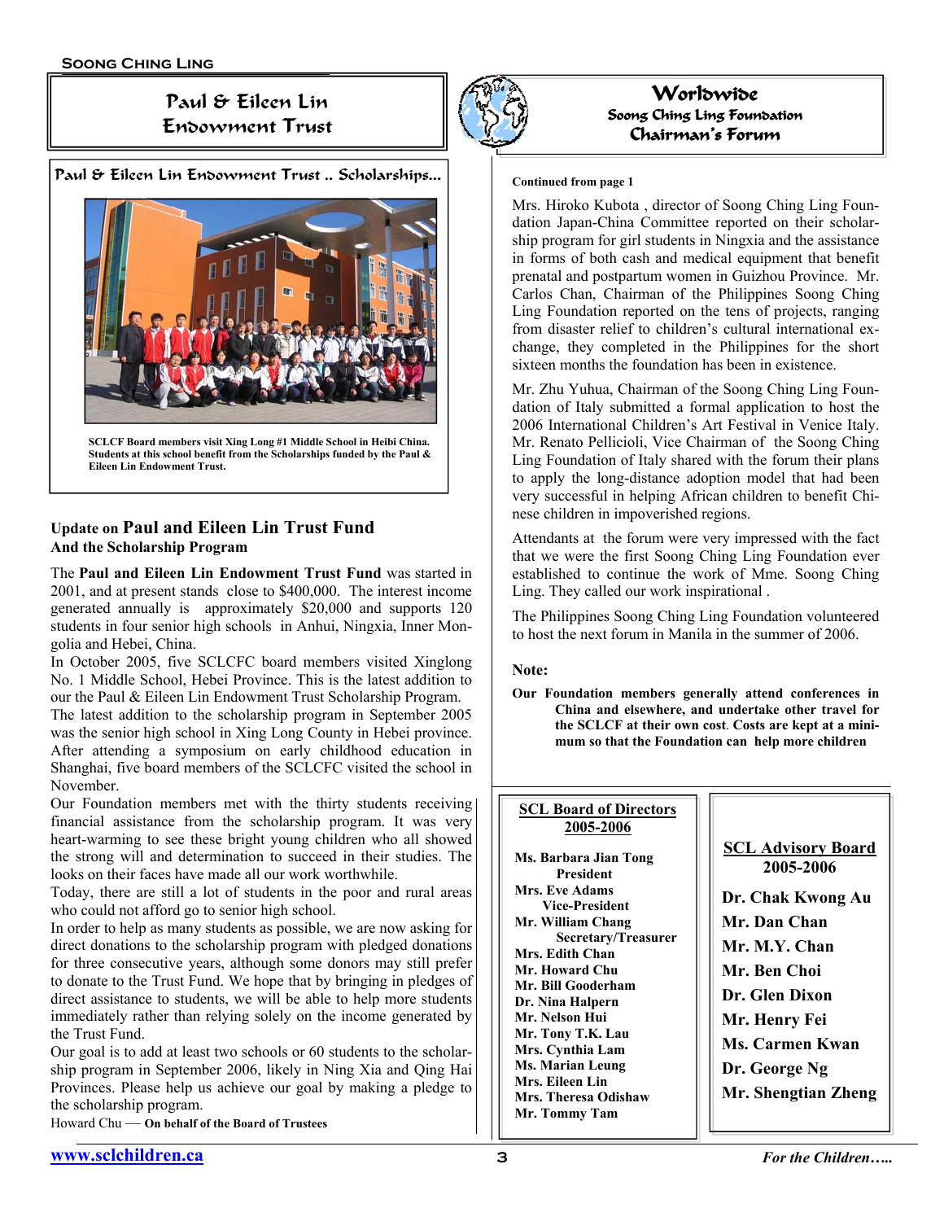# Paul & Eileen Lin Endowment Trust

**Paul & Eileen Lin Endowment Trust .. Scholarships...**

**SCLCF Board members visit Xing Long #1 Middle School in Heibi China. Students at this school benefit from the Scholarships funded by the Paul & Eileen Lin Endowment Trust.**

## Update on Paul and Eileen Lin Trust Fund
### And the Scholarship Program

The **Paul and Eileen Lin Endowment Trust Fund** was started in 2001, and at present stands close to $400,000. The interest income generated annually is approximately $20,000 and supports 120 students in four senior high schools in Anhui, Ningxia, Inner Mongolia and Hebei, China.

In October 2005, five SCLCFC board members visited Xinglong No. 1 Middle School, Hebei Province. This is the latest addition to our the Paul & Eileen Lin Endowment Trust Scholarship Program.

The latest addition to the scholarship program in September 2005 was the senior high school in Xing Long County in Hebei province. After attending a symposium on early childhood education in Shanghai, five board members of the SCLCFC visited the school in November.

Our Foundation members met with the thirty students receiving financial assistance from the scholarship program. It was very heart-warming to see these bright young children who all showed the strong will and determination to succeed in their studies. The looks on their faces have made all our work worthwhile.

Today, there are still a lot of students in the poor and rural areas who could not afford go to senior high school.

In order to help as many students as possible, we are now asking for direct donations to the scholarship program with pledged donations for three consecutive years, although some donors may still prefer to donate to the Trust Fund. We hope that by bringing in pledges of direct assistance to students, we will be able to help more students immediately rather than relying solely on the income generated by the Trust Fund.

Our goal is to add at least two schools or 60 students to the scholarship program in September 2006, likely in Ning Xia and Qing Hai Provinces. Please help us achieve our goal by making a pledge to the scholarship program.

Howard Chu — **On behalf of the Board of Trustees**

# Worldwide
## Soong Ching Ling Foundation Chairman's Forum

**Continued from page 1**

Mrs. Hiroko Kubota , director of Soong Ching Ling Foundation Japan-China Committee reported on their scholarship program for girl students in Ningxia and the assistance in forms of both cash and medical equipment that benefit prenatal and postpartum women in Guizhou Province. Mr. Carlos Chan, Chairman of the Philippines Soong Ching Ling Foundation reported on the tens of projects, ranging from disaster relief to children's cultural international exchange, they completed in the Philippines for the short sixteen months the foundation has been in existence.

Mr. Zhu Yuhua, Chairman of the Soong Ching Ling Foundation of Italy submitted a formal application to host the 2006 International Children's Art Festival in Venice Italy. Mr. Renato Pellicioli, Vice Chairman of the Soong Ching Ling Foundation of Italy shared with the forum their plans to apply the long-distance adoption model that had been very successful in helping African children to benefit Chinese children in impoverished regions.

Attendants at the forum were very impressed with the fact that we were the first Soong Ching Ling Foundation ever established to continue the work of Mme. Soong Ching Ling. They called our work inspirational .

The Philippines Soong Ching Ling Foundation volunteered to host the next forum in Manila in the summer of 2006.

**Note:**

**Our Foundation members generally attend conferences in China and elsewhere, and undertake other travel for the SCLCF at their own cost. Costs are kept at a minimum so that the Foundation can help more children**

**SCL Board of Directors 2005-2006**

**Ms. Barbara Jian Tong** — President
**Mrs. Eve Adams** — Vice-President
**Mr. William Chang** — Secretary/Treasurer
**Mrs. Edith Chan**
**Mr. Howard Chu**
**Mr. Bill Gooderham**
**Dr. Nina Halpern**
**Mr. Nelson Hui**
**Mr. Tony T.K. Lau**
**Mrs. Cynthia Lam**
**Ms. Marian Leung**
**Mrs. Eileen Lin**
**Mrs. Theresa Odishaw**
**Mr. Tommy Tam**

**SCL Advisory Board 2005-2006**

**Dr. Chak Kwong Au**
**Mr. Dan Chan**
**Mr. M.Y. Chan**
**Mr. Ben Choi**
**Dr. Glen Dixon**
**Mr. Henry Fei**
**Ms. Carmen Kwan**
**Dr. George Ng**
**Mr. Shengtian Zheng**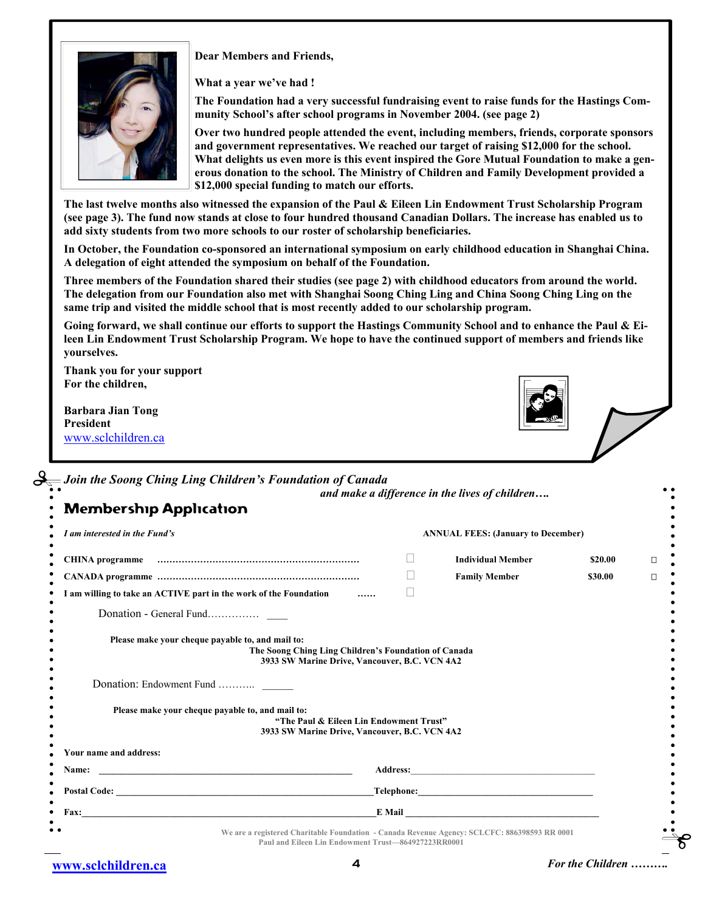**Dear Members and Friends,**

**What a year we've had !**

**The Foundation had a very successful fundraising event to raise funds for the Hastings Community School's after school programs in November 2004. (see page 2)**

**Over two hundred people attended the event, including members, friends, corporate sponsors and government representatives. We reached our target of raising $12,000 for the school. What delights us even more is this event inspired the Gore Mutual Foundation to make a generous donation to the school. The Ministry of Children and Family Development provided a $12,000 special funding to match our efforts.**

**The last twelve months also witnessed the expansion of the Paul & Eileen Lin Endowment Trust Scholarship Program (see page 3). The fund now stands at close to four hundred thousand Canadian Dollars. The increase has enabled us to add sixty students from two more schools to our roster of scholarship beneficiaries.**

**In October, the Foundation co-sponsored an international symposium on early childhood education in Shanghai China. A delegation of eight attended the symposium on behalf of the Foundation.**

**Three members of the Foundation shared their studies (see page 2) with childhood educators from around the world. The delegation from our Foundation also met with Shanghai Soong Ching Ling and China Soong Ching Ling on the same trip and visited the middle school that is most recently added to our scholarship program.**

**Going forward, we shall continue our efforts to support the Hastings Community School and to enhance the Paul & Eileen Lin Endowment Trust Scholarship Program. We hope to have the continued support of members and friends like yourselves.**

**Thank you for your support**
**For the children,**

**Barbara Jian Tong**
**President**
www.sclchildren.ca

*Join the Soong Ching Ling Children's Foundation of Canada*
*and make a difference in the lives of children….*

## Membership Application

*I am interested in the Fund's*

**CHINA programme** ………………………………………………………… ☐

**CANADA programme** ………………………………………………………… ☐

**I am willing to take an ACTIVE part in the work of the Foundation** …… ☐

**ANNUAL FEES: (January to December)**

| | | |
|---|---|---|
| **Individual Member** | **$20.00** | ☐ |
| **Family Member** | **$30.00** | ☐ |

Donation - General Fund…………… ____

**Please make your cheque payable to, and mail to:**
**The Soong Ching Ling Children's Foundation of Canada**
**3933 SW Marine Drive, Vancouver, B.C. VCN 4A2**

Donation: Endowment Fund ……….. ______

**Please make your cheque payable to, and mail to:**
**"The Paul & Eileen Lin Endowment Trust"**
**3933 SW Marine Drive, Vancouver, B.C. VCN 4A2**

**Your name and address:**

**Name:** ______________________ **Address:** ______________________

**Postal Code:** ______________________ **Telephone:** ______________________

**Fax:** ______________________ **E Mail** ______________________

We are a registered Charitable Foundation - Canada Revenue Agency: SCLCFC: 886398593 RR 0001
Paul and Eileen Lin Endowment Trust—864927223RR0001